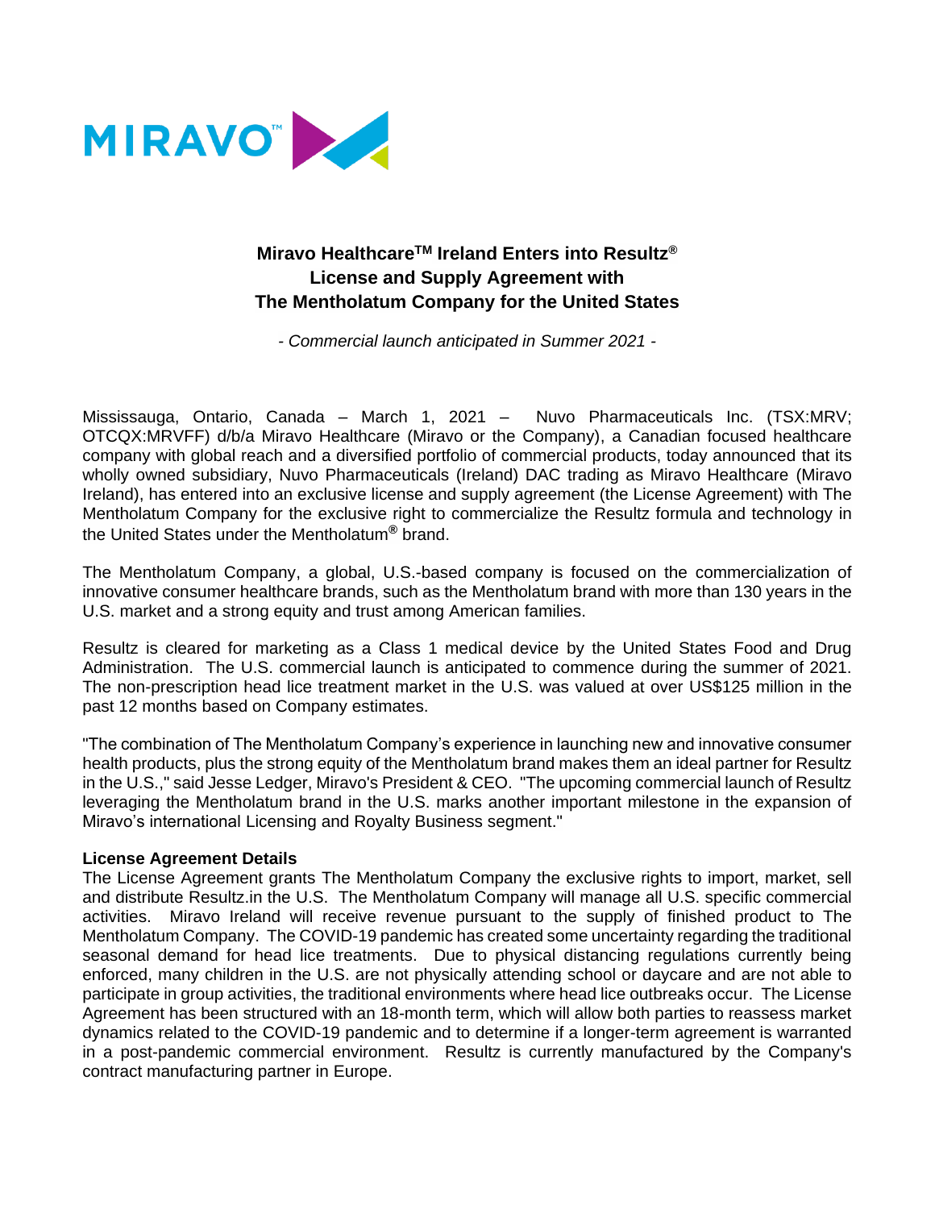MIRAVO™

# Miravo Healthcare™ Ireland Enters into Resultz® License and Supply Agreement with The Mentholatum Company for the United States

*- Commercial launch anticipated in Summer 2021 -*

Mississauga, Ontario, Canada – March 1, 2021 – Nuvo Pharmaceuticals Inc. (TSX:MRV; OTCQX:MRVFF) d/b/a Miravo Healthcare (Miravo or the Company), a Canadian focused healthcare company with global reach and a diversified portfolio of commercial products, today announced that its wholly owned subsidiary, Nuvo Pharmaceuticals (Ireland) DAC trading as Miravo Healthcare (Miravo Ireland), has entered into an exclusive license and supply agreement (the License Agreement) with The Mentholatum Company for the exclusive right to commercialize the Resultz formula and technology in the United States under the Mentholatum® brand.

The Mentholatum Company, a global, U.S.-based company is focused on the commercialization of innovative consumer healthcare brands, such as the Mentholatum brand with more than 130 years in the U.S. market and a strong equity and trust among American families.

Resultz is cleared for marketing as a Class 1 medical device by the United States Food and Drug Administration. The U.S. commercial launch is anticipated to commence during the summer of 2021. The non-prescription head lice treatment market in the U.S. was valued at over US$125 million in the past 12 months based on Company estimates.

"The combination of The Mentholatum Company's experience in launching new and innovative consumer health products, plus the strong equity of the Mentholatum brand makes them an ideal partner for Resultz in the U.S.," said Jesse Ledger, Miravo's President & CEO. "The upcoming commercial launch of Resultz leveraging the Mentholatum brand in the U.S. marks another important milestone in the expansion of Miravo's international Licensing and Royalty Business segment."

**License Agreement Details**

The License Agreement grants The Mentholatum Company the exclusive rights to import, market, sell and distribute Resultz.in the U.S. The Mentholatum Company will manage all U.S. specific commercial activities. Miravo Ireland will receive revenue pursuant to the supply of finished product to The Mentholatum Company. The COVID-19 pandemic has created some uncertainty regarding the traditional seasonal demand for head lice treatments. Due to physical distancing regulations currently being enforced, many children in the U.S. are not physically attending school or daycare and are not able to participate in group activities, the traditional environments where head lice outbreaks occur. The License Agreement has been structured with an 18-month term, which will allow both parties to reassess market dynamics related to the COVID-19 pandemic and to determine if a longer-term agreement is warranted in a post-pandemic commercial environment. Resultz is currently manufactured by the Company's contract manufacturing partner in Europe.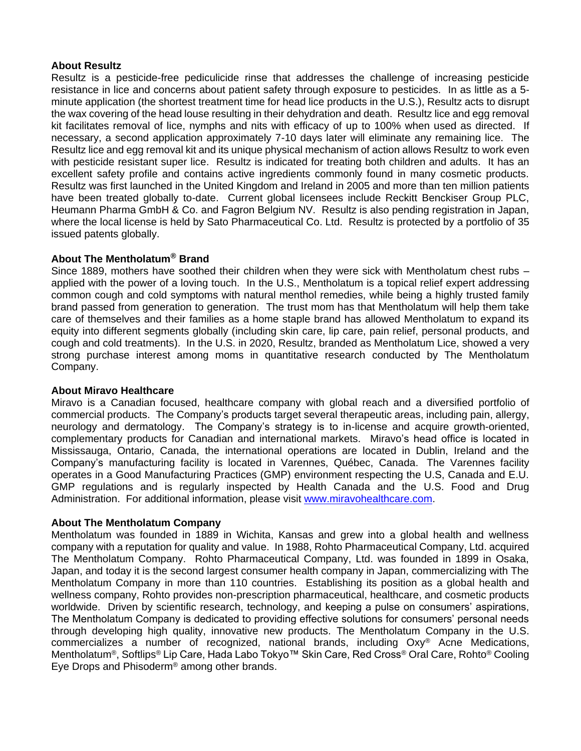**About Resultz**

Resultz is a pesticide-free pediculicide rinse that addresses the challenge of increasing pesticide resistance in lice and concerns about patient safety through exposure to pesticides. In as little as a 5-minute application (the shortest treatment time for head lice products in the U.S.), Resultz acts to disrupt the wax covering of the head louse resulting in their dehydration and death. Resultz lice and egg removal kit facilitates removal of lice, nymphs and nits with efficacy of up to 100% when used as directed. If necessary, a second application approximately 7-10 days later will eliminate any remaining lice. The Resultz lice and egg removal kit and its unique physical mechanism of action allows Resultz to work even with pesticide resistant super lice. Resultz is indicated for treating both children and adults. It has an excellent safety profile and contains active ingredients commonly found in many cosmetic products. Resultz was first launched in the United Kingdom and Ireland in 2005 and more than ten million patients have been treated globally to-date. Current global licensees include Reckitt Benckiser Group PLC, Heumann Pharma GmbH & Co. and Fagron Belgium NV. Resultz is also pending registration in Japan, where the local license is held by Sato Pharmaceutical Co. Ltd. Resultz is protected by a portfolio of 35 issued patents globally.

**About The Mentholatum® Brand**

Since 1889, mothers have soothed their children when they were sick with Mentholatum chest rubs – applied with the power of a loving touch. In the U.S., Mentholatum is a topical relief expert addressing common cough and cold symptoms with natural menthol remedies, while being a highly trusted family brand passed from generation to generation. The trust mom has that Mentholatum will help them take care of themselves and their families as a home staple brand has allowed Mentholatum to expand its equity into different segments globally (including skin care, lip care, pain relief, personal products, and cough and cold treatments). In the U.S. in 2020, Resultz, branded as Mentholatum Lice, showed a very strong purchase interest among moms in quantitative research conducted by The Mentholatum Company.

**About Miravo Healthcare**

Miravo is a Canadian focused, healthcare company with global reach and a diversified portfolio of commercial products. The Company's products target several therapeutic areas, including pain, allergy, neurology and dermatology. The Company's strategy is to in-license and acquire growth-oriented, complementary products for Canadian and international markets. Miravo's head office is located in Mississauga, Ontario, Canada, the international operations are located in Dublin, Ireland and the Company's manufacturing facility is located in Varennes, Québec, Canada. The Varennes facility operates in a Good Manufacturing Practices (GMP) environment respecting the U.S, Canada and E.U. GMP regulations and is regularly inspected by Health Canada and the U.S. Food and Drug Administration. For additional information, please visit www.miravohealthcare.com.

**About The Mentholatum Company**

Mentholatum was founded in 1889 in Wichita, Kansas and grew into a global health and wellness company with a reputation for quality and value. In 1988, Rohto Pharmaceutical Company, Ltd. acquired The Mentholatum Company. Rohto Pharmaceutical Company, Ltd. was founded in 1899 in Osaka, Japan, and today it is the second largest consumer health company in Japan, commercializing with The Mentholatum Company in more than 110 countries. Establishing its position as a global health and wellness company, Rohto provides non-prescription pharmaceutical, healthcare, and cosmetic products worldwide. Driven by scientific research, technology, and keeping a pulse on consumers' aspirations, The Mentholatum Company is dedicated to providing effective solutions for consumers' personal needs through developing high quality, innovative new products. The Mentholatum Company in the U.S. commercializes a number of recognized, national brands, including Oxy® Acne Medications, Mentholatum®, Softlips® Lip Care, Hada Labo Tokyo™ Skin Care, Red Cross® Oral Care, Rohto® Cooling Eye Drops and Phisoderm® among other brands.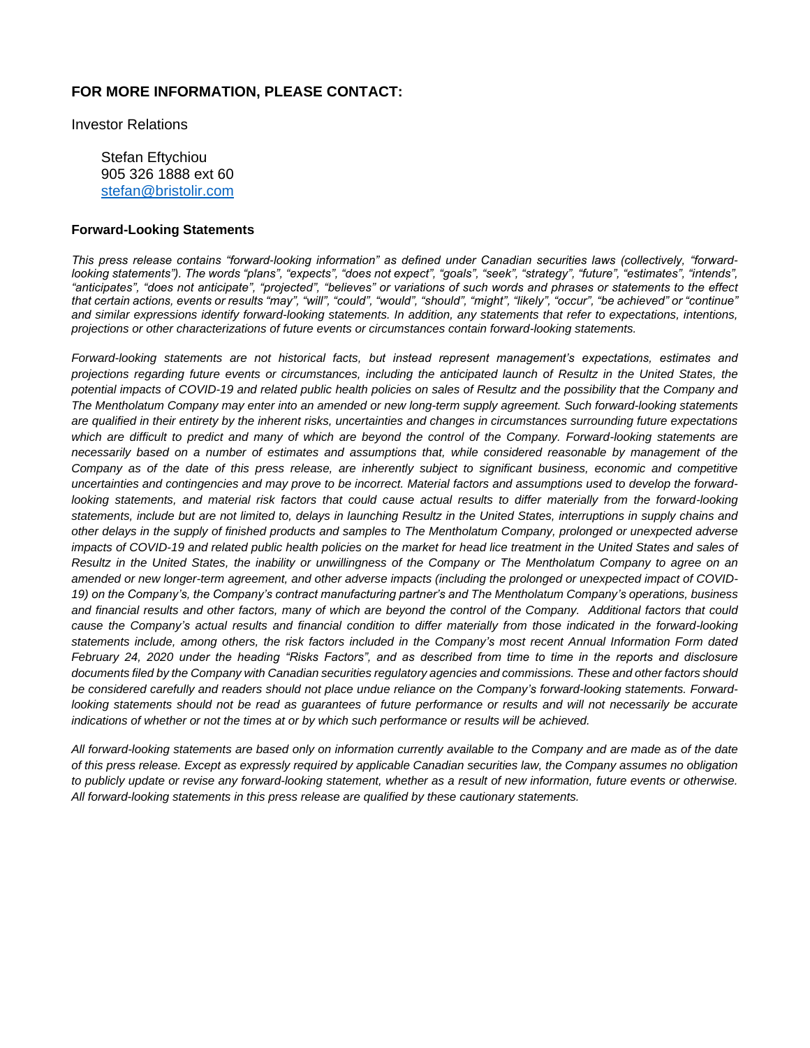## FOR MORE INFORMATION, PLEASE CONTACT:

Investor Relations

Stefan Eftychiou
905 326 1888 ext 60
stefan@bristolir.com

### Forward-Looking Statements

*This press release contains "forward-looking information" as defined under Canadian securities laws (collectively, "forward-looking statements"). The words "plans", "expects", "does not expect", "goals", "seek", "strategy", "future", "estimates", "intends", "anticipates", "does not anticipate", "projected", "believes" or variations of such words and phrases or statements to the effect that certain actions, events or results "may", "will", "could", "would", "should", "might", "likely", "occur", "be achieved" or "continue" and similar expressions identify forward-looking statements. In addition, any statements that refer to expectations, intentions, projections or other characterizations of future events or circumstances contain forward-looking statements.*

*Forward-looking statements are not historical facts, but instead represent management's expectations, estimates and projections regarding future events or circumstances, including the anticipated launch of Resultz in the United States, the potential impacts of COVID-19 and related public health policies on sales of Resultz and the possibility that the Company and The Mentholatum Company may enter into an amended or new long-term supply agreement. Such forward-looking statements are qualified in their entirety by the inherent risks, uncertainties and changes in circumstances surrounding future expectations which are difficult to predict and many of which are beyond the control of the Company. Forward-looking statements are necessarily based on a number of estimates and assumptions that, while considered reasonable by management of the Company as of the date of this press release, are inherently subject to significant business, economic and competitive uncertainties and contingencies and may prove to be incorrect. Material factors and assumptions used to develop the forward-looking statements, and material risk factors that could cause actual results to differ materially from the forward-looking statements, include but are not limited to, delays in launching Resultz in the United States, interruptions in supply chains and other delays in the supply of finished products and samples to The Mentholatum Company, prolonged or unexpected adverse impacts of COVID-19 and related public health policies on the market for head lice treatment in the United States and sales of Resultz in the United States, the inability or unwillingness of the Company or The Mentholatum Company to agree on an amended or new longer-term agreement, and other adverse impacts (including the prolonged or unexpected impact of COVID-19) on the Company's, the Company's contract manufacturing partner's and The Mentholatum Company's operations, business and financial results and other factors, many of which are beyond the control of the Company. Additional factors that could cause the Company's actual results and financial condition to differ materially from those indicated in the forward-looking statements include, among others, the risk factors included in the Company's most recent Annual Information Form dated February 24, 2020 under the heading "Risks Factors", and as described from time to time in the reports and disclosure documents filed by the Company with Canadian securities regulatory agencies and commissions. These and other factors should be considered carefully and readers should not place undue reliance on the Company's forward-looking statements. Forward-looking statements should not be read as guarantees of future performance or results and will not necessarily be accurate indications of whether or not the times at or by which such performance or results will be achieved.*

*All forward-looking statements are based only on information currently available to the Company and are made as of the date of this press release. Except as expressly required by applicable Canadian securities law, the Company assumes no obligation to publicly update or revise any forward-looking statement, whether as a result of new information, future events or otherwise. All forward-looking statements in this press release are qualified by these cautionary statements.*